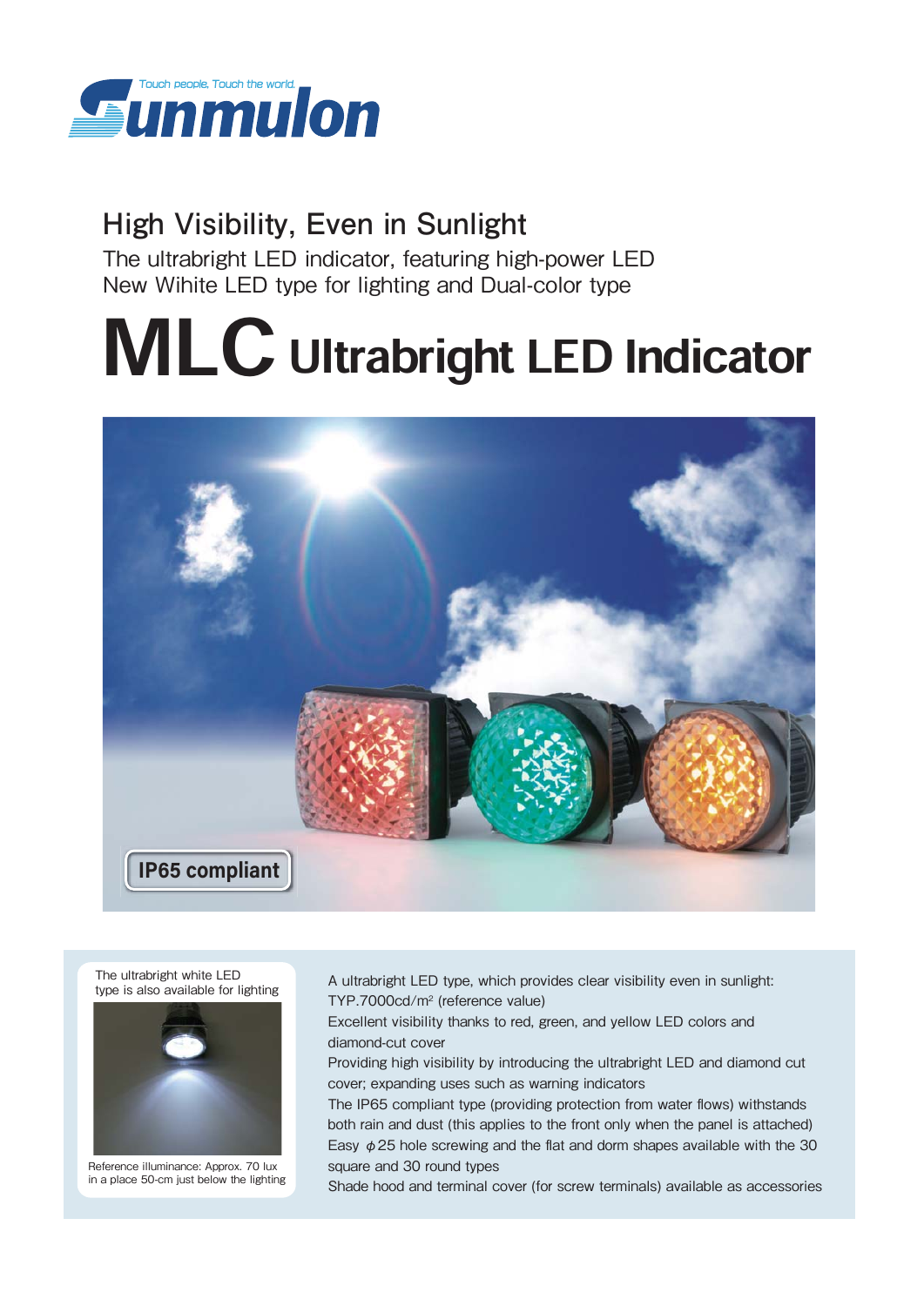Sunmulon

Touch people, Touch the world.

## High Visibility, Even in Sunlight

The ultrabright LED indicator, featuring high-power LED
New Wihite LED type for lighting and Dual-color type

# MLC Ultrabright LED Indicator

IP65 compliant

The ultrabright white LED type is also available for lighting

Reference illuminance: Approx. 70 lux in a place 50-cm just below the lighting

A ultrabright LED type, which provides clear visibility even in sunlight: TYP.7000cd/m² (reference value)
Excellent visibility thanks to red, green, and yellow LED colors and diamond-cut cover
Providing high visibility by introducing the ultrabright LED and diamond cut cover; expanding uses such as warning indicators
The IP65 compliant type (providing protection from water flows) withstands both rain and dust (this applies to the front only when the panel is attached)
Easy ϕ25 hole screwing and the flat and dorm shapes available with the 30 square and 30 round types
Shade hood and terminal cover (for screw terminals) available as accessories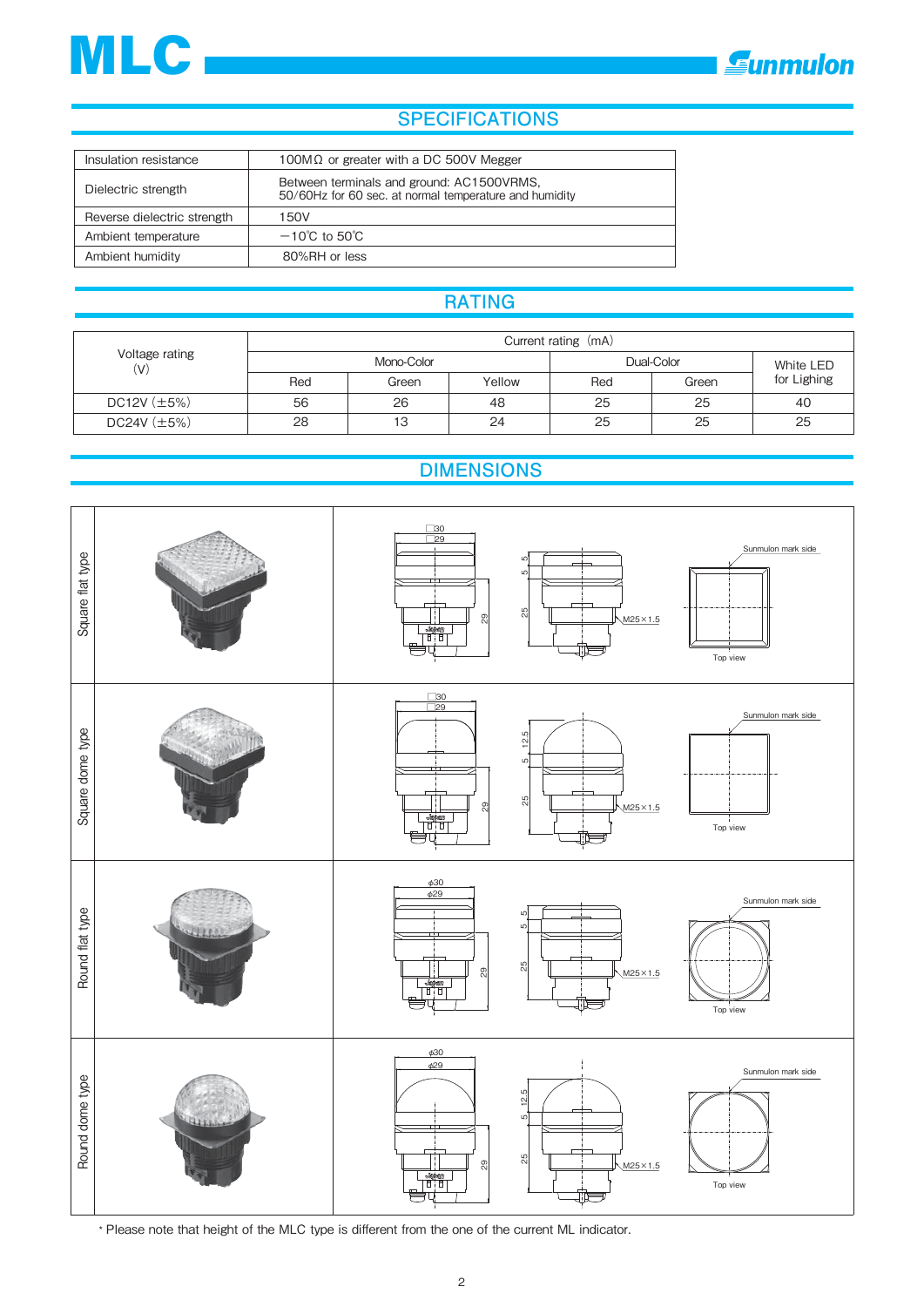# MLC

## SPECIFICATIONS

| | |
|---|---|
| Insulation resistance | 100MΩ or greater with a DC 500V Megger |
| Dielectric strength | Between terminals and ground: AC1500VRMS, 50/60Hz for 60 sec. at normal temperature and humidity |
| Reverse dielectric strength | 150V |
| Ambient temperature | −10℃ to 50℃ |
| Ambient humidity | 80%RH or less |

## RATING

| Voltage rating (V) | Current rating (mA) | | | | | |
|---|---|---|---|---|---|---|
| | Mono-Color | | | Dual-Color | | White LED for Lighing |
| | Red | Green | Yellow | Red | Green | |
| DC12V (±5%) | 56 | 26 | 48 | 25 | 25 | 40 |
| DC24V (±5%) | 28 | 13 | 24 | 25 | 25 | 25 |

## DIMENSIONS

Square flat type

□30, □29, 5, 5, 29, 25, M25×1.5, Sunmulon mark side, Top view

Square dome type

□30, □29, 12.5, 5, 29, 25, M25×1.5, Sunmulon mark side, Top view

Round flat type

ϕ30, ϕ29, 5, 5, 29, 25, M25×1.5, Sunmulon mark side, Top view

Round dome type

ϕ30, ϕ29, 12.5, 5, 29, 25, M25×1.5, Sunmulon mark side, Top view

* Please note that height of the MLC type is different from the one of the current ML indicator.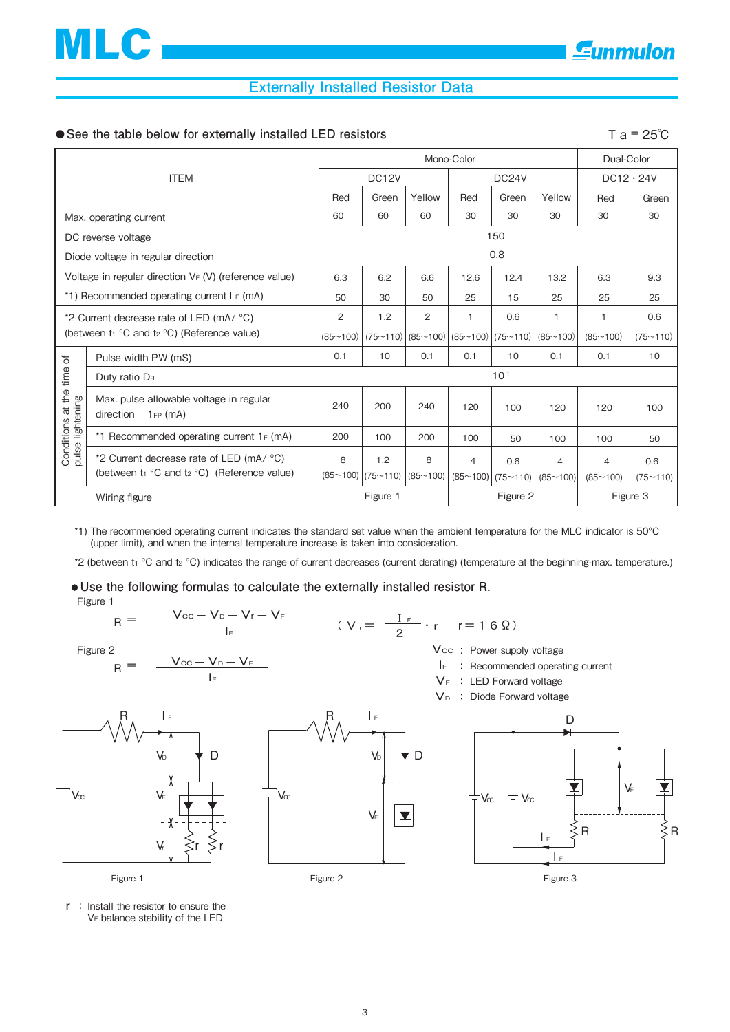# MLC

## Externally Installed Resistor Data

● See the table below for externally installed LED resistors

Ta = 25℃

| ITEM | | Mono-Color | | | | | | Dual-Color | |
|---|---|---|---|---|---|---|---|---|---|
| | | DC12V | | | DC24V | | | DC12・24V | |
| | | Red | Green | Yellow | Red | Green | Yellow | Red | Green |
| Max. operating current | | 60 | 60 | 60 | 30 | 30 | 30 | 30 | 30 |
| DC reverse voltage | | 150 | | | | | | | |
| Diode voltage in regular direction | | 0.8 | | | | | | | |
| Voltage in regular direction $V_F$ (V) (reference value) | | 6.3 | 6.2 | 6.6 | 12.6 | 12.4 | 13.2 | 6.3 | 9.3 |
| *1) Recommended operating current $I_F$ (mA) | | 50 | 30 | 50 | 25 | 15 | 25 | 25 | 25 |
| *2 Current decrease rate of LED (mA/ °C) (between $t_1$ °C and $t_2$ °C) (Reference value) | | 2 (85~100) | 1.2 (75~110) | 2 (85~100) | 1 (85~100) | 0.6 (75~110) | 1 (85~100) | 1 (85~100) | 0.6 (75~110) |
| Conditions at the time of pulse lightening | Pulse width PW (mS) | 0.1 | 10 | 0.1 | 0.1 | 10 | 0.1 | 0.1 | 10 |
| | Duty ratio $D_R$ | $10^{-1}$ | | | | | | | |
| | Max. pulse allowable voltage in regular direction $I_{FP}$ (mA) | 240 | 200 | 240 | 120 | 100 | 120 | 120 | 100 |
| | *1 Recommended operating current $I_F$ (mA) | 200 | 100 | 200 | 100 | 50 | 100 | 100 | 50 |
| | *2 Current decrease rate of LED (mA/ °C) (between $t_1$ °C and $t_2$ °C) (Reference value) | 8 (85~100) | 1.2 (75~110) | 8 (85~100) | 4 (85~100) | 0.6 (75~110) | 4 (85~100) | 4 (85~100) | 0.6 (75~110) |
| Wiring figure | | Figure 1 | | | Figure 2 | | | Figure 3 | |

*1) The recommended operating current indicates the standard set value when the ambient temperature for the MLC indicator is 50°C (upper limit), and when the internal temperature increase is taken into consideration.

*2 (between $t_1$ °C and $t_2$ °C) indicates the range of current decreases (current derating) (temperature at the beginning-max. temperature.)

● Use the following formulas to calculate the externally installed resistor R.

Figure 1

$$R = \frac{V_{CC} - V_D - V_r - V_F}{I_F} \qquad \left( V_r = \frac{I_F}{2} \cdot r \quad r = 16\,\Omega \right)$$

Figure 2

$$R = \frac{V_{CC} - V_D - V_F}{I_F}$$

$V_{CC}$ : Power supply voltage
$I_F$ : Recommended operating current
$V_F$ : LED Forward voltage
$V_D$ : Diode Forward voltage

Figure 1

Figure 2

Figure 3

r : Install the resistor to ensure the $V_F$ balance stability of the LED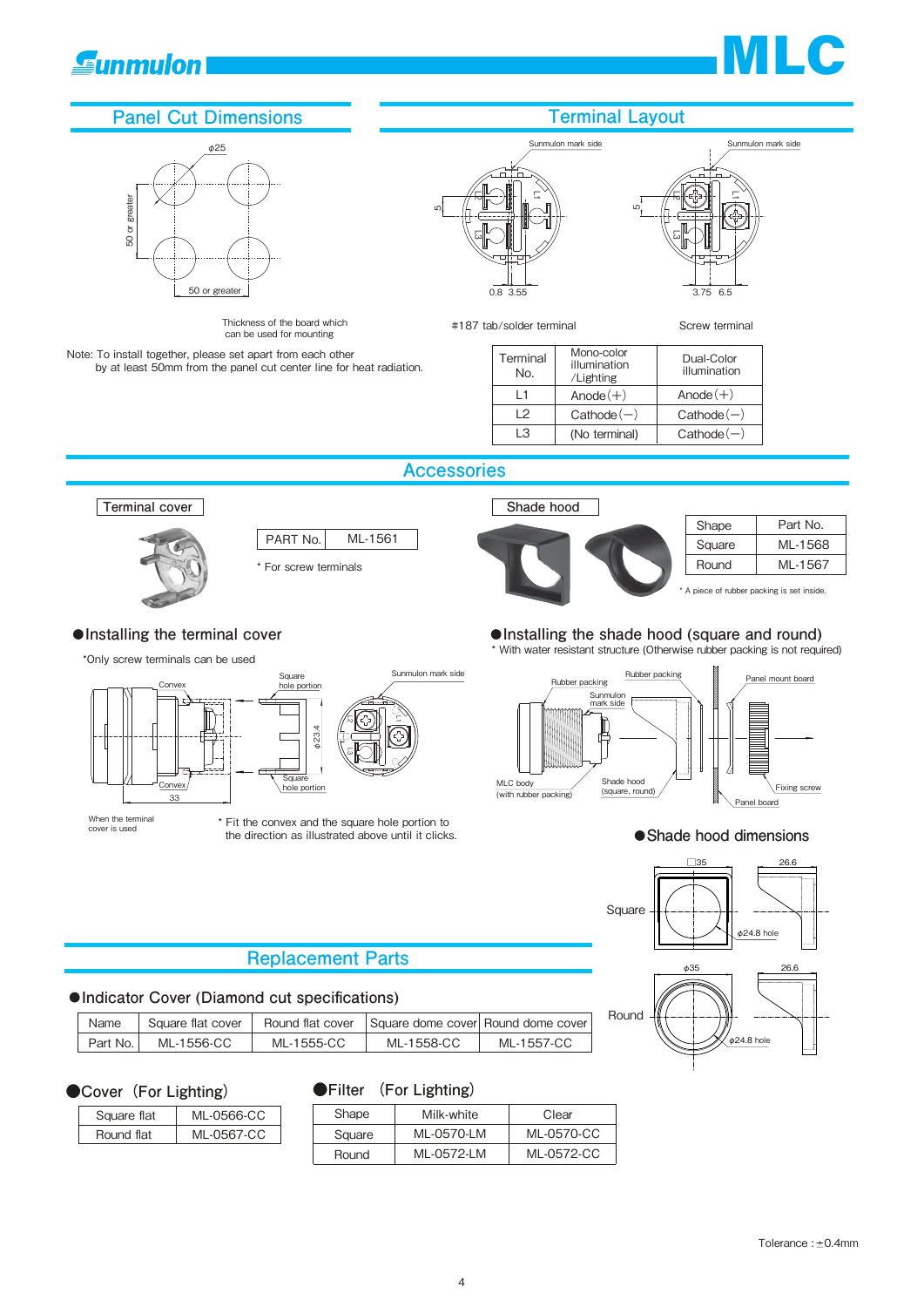# Sunmulon MLC

## Panel Cut Dimensions

φ25

50 or greater

50 or greater

Thickness of the board which can be used for mounting

Note: To install together, please set apart from each other by at least 50mm from the panel cut center line for heat radiation.

## Terminal Layout

Sunmulon mark side

#187 tab/solder terminal

Screw terminal

| Terminal No. | Mono-color illumination /Lighting | Dual-Color illumination |
|---|---|---|
| L1 | Anode(+) | Anode(+) |
| L2 | Cathode(−) | Cathode(−) |
| L3 | (No terminal) | Cathode(−) |

## Accessories

### Terminal cover

| PART No. | ML-1561 |
|---|---|

* For screw terminals

### Shade hood

| Shape | Part No. |
|---|---|
| Square | ML-1568 |
| Round | ML-1567 |

* A piece of rubber packing is set inside.

### ●Installing the terminal cover

*Only screw terminals can be used

When the terminal cover is used

* Fit the convex and the square hole portion to the direction as illustrated above until it clicks.

### ●Installing the shade hood (square and round)

* With water resistant structure (Otherwise rubber packing is not required)

### ●Shade hood dimensions

Square: □35, 26.6, φ24.8 hole

Round: φ35, 26.6, φ24.8 hole

## Replacement Parts

### ●Indicator Cover (Diamond cut specifications)

| Name | Square flat cover | Round flat cover | Square dome cover | Round dome cover |
|---|---|---|---|---|
| Part No. | ML-1556-CC | ML-1555-CC | ML-1558-CC | ML-1557-CC |

### ●Cover (For Lighting)

| Square flat | ML-0566-CC |
|---|---|
| Round flat | ML-0567-CC |

### ●Filter (For Lighting)

| Shape | Milk-white | Clear |
|---|---|---|
| Square | ML-0570-LM | ML-0570-CC |
| Round | ML-0572-LM | ML-0572-CC |

Tolerance : ±0.4mm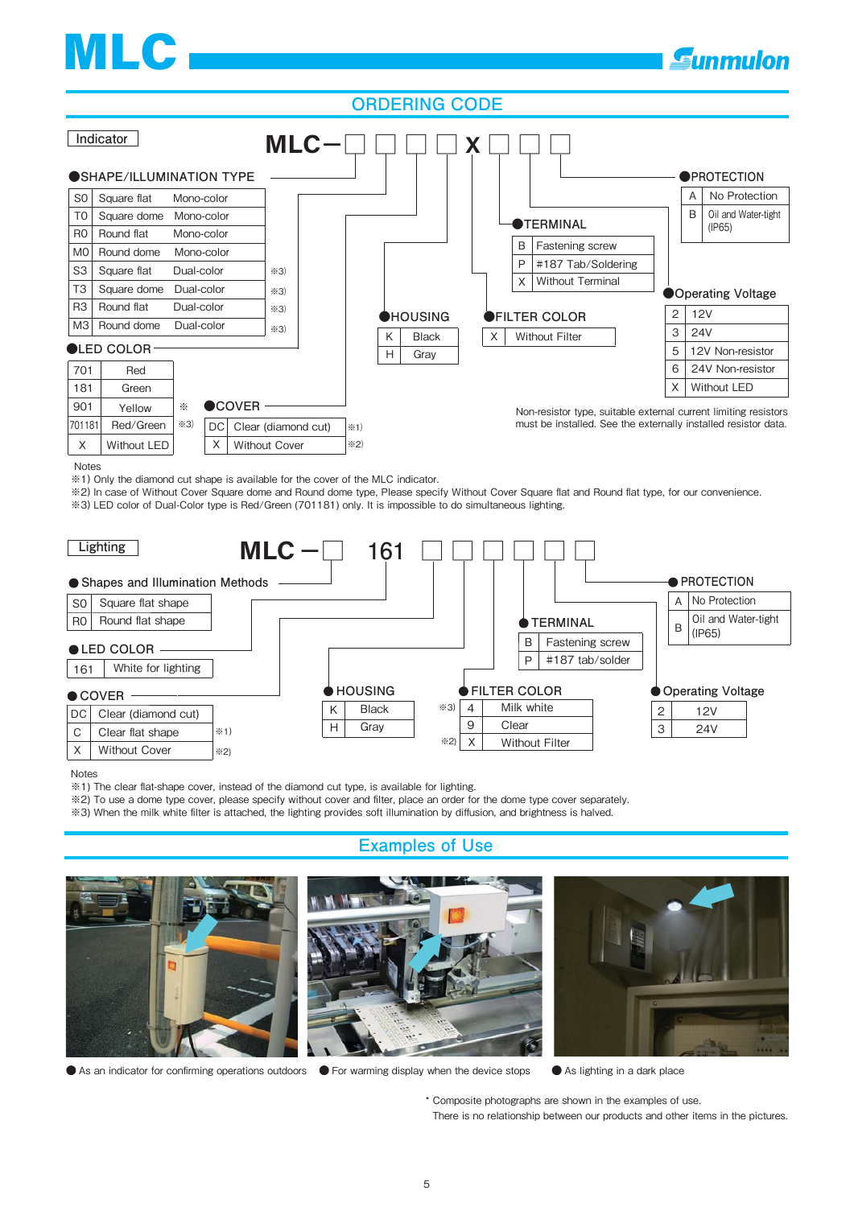# MLC

## ORDERING CODE

### Indicator

**MLC−□□□□X□□□**

●SHAPE/ILLUMINATION TYPE

| | | | |
|---|---|---|---|
| S0 | Square flat | Mono-color | |
| T0 | Square dome | Mono-color | |
| R0 | Round flat | Mono-color | |
| M0 | Round dome | Mono-color | |
| S3 | Square flat | Dual-color | ※3) |
| T3 | Square dome | Dual-color | ※3) |
| R3 | Round flat | Dual-color | ※3) |
| M3 | Round dome | Dual-color | ※3) |

●LED COLOR

| | | |
|---|---|---|
| 701 | Red | |
| 181 | Green | |
| 901 | Yellow | ※ |
| 701181 | Red/Green | ※3) |
| X | Without LED | |

●COVER

| | | |
|---|---|---|
| DC | Clear (diamond cut) | ※1) |
| X | Without Cover | ※2) |

●HOUSING

| | |
|---|---|
| K | Black |
| H | Gray |

●FILTER COLOR

| | |
|---|---|
| X | Without Filter |

●TERMINAL

| | |
|---|---|
| B | Fastening screw |
| P | #187 Tab/Soldering |
| X | Without Terminal |

●PROTECTION

| | |
|---|---|
| A | No Protection |
| B | Oil and Water-tight (IP65) |

●Operating Voltage

| | |
|---|---|
| 2 | 12V |
| 3 | 24V |
| 5 | 12V Non-resistor |
| 6 | 24V Non-resistor |
| X | Without LED |

Non-resistor type, suitable external current limiting resistors must be installed. See the externally installed resistor data.

Notes
※1) Only the diamond cut shape is available for the cover of the MLC indicator.
※2) In case of Without Cover Square dome and Round dome type, Please specify Without Cover Square flat and Round flat type, for our convenience.
※3) LED color of Dual-Color type is Red/Green (701181) only. It is impossible to do simultaneous lighting.

### Lighting

**MLC −□ 161 □□□□□□**

● Shapes and Illumination Methods

| | |
|---|---|
| S0 | Square flat shape |
| R0 | Round flat shape |

● LED COLOR

| | |
|---|---|
| 161 | White for lighting |

● COVER

| | | |
|---|---|---|
| DC | Clear (diamond cut) | |
| C | Clear flat shape | ※1) |
| X | Without Cover | ※2) |

● HOUSING

| | |
|---|---|
| K | Black |
| H | Gray |

● FILTER COLOR

| | | |
|---|---|---|
| ※3) | 4 | Milk white |
| | 9 | Clear |
| ※2) | X | Without Filter |

● TERMINAL

| | |
|---|---|
| B | Fastening screw |
| P | #187 tab/solder |

● PROTECTION

| | |
|---|---|
| A | No Protection |
| B | Oil and Water-tight (IP65) |

● Operating Voltage

| | |
|---|---|
| 2 | 12V |
| 3 | 24V |

Notes
※1) The clear flat-shape cover, instead of the diamond cut type, is available for lighting.
※2) To use a dome type cover, please specify without cover and filter, place an order for the dome type cover separately.
※3) When the milk white filter is attached, the lighting provides soft illumination by diffusion, and brightness is halved.

## Examples of Use

● As an indicator for confirming operations outdoors

● For warming display when the device stops

● As lighting in a dark place

* Composite photographs are shown in the examples of use.
There is no relationship between our products and other items in the pictures.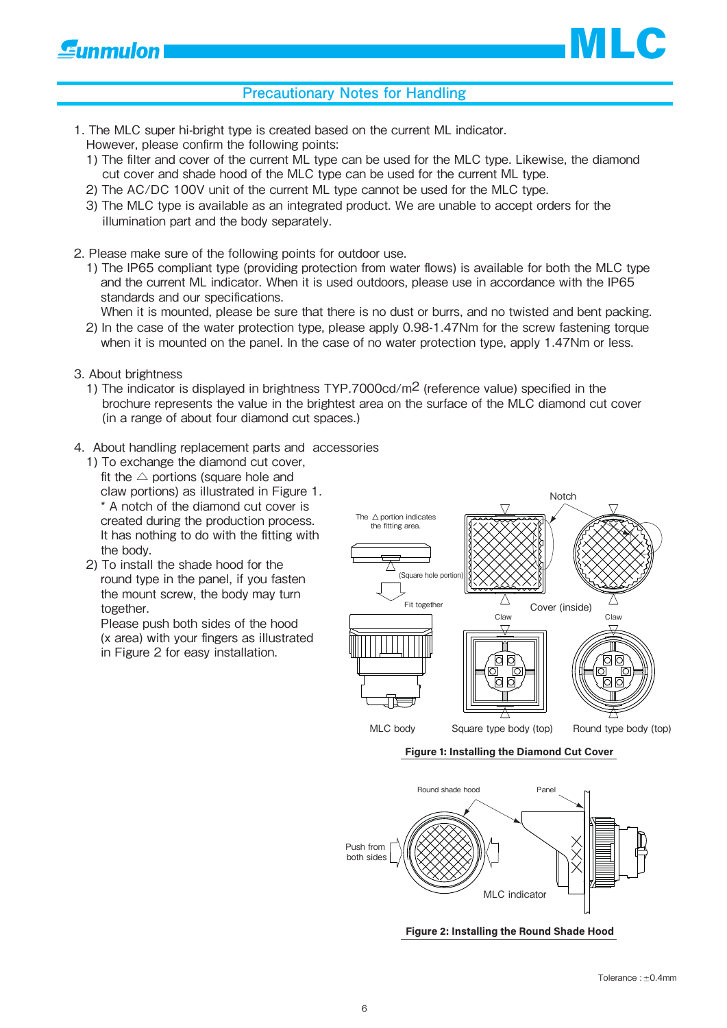## Precautionary Notes for Handling

1. The MLC super hi-bright type is created based on the current ML indicator.
   However, please confirm the following points:
   1) The filter and cover of the current ML type can be used for the MLC type. Likewise, the diamond cut cover and shade hood of the MLC type can be used for the current ML type.
   2) The AC/DC 100V unit of the current ML type cannot be used for the MLC type.
   3) The MLC type is available as an integrated product. We are unable to accept orders for the illumination part and the body separately.

2. Please make sure of the following points for outdoor use.
   1) The IP65 compliant type (providing protection from water flows) is available for both the MLC type and the current ML indicator. When it is used outdoors, please use in accordance with the IP65 standards and our specifications.
      When it is mounted, please be sure that there is no dust or burrs, and no twisted and bent packing.
   2) In the case of the water protection type, please apply 0.98-1.47Nm for the screw fastening torque when it is mounted on the panel. In the case of no water protection type, apply 1.47Nm or less.

3. About brightness
   1) The indicator is displayed in brightness TYP.7000cd/$m^2$ (reference value) specified in the brochure represents the value in the brightest area on the surface of the MLC diamond cut cover (in a range of about four diamond cut spaces.)

4. About handling replacement parts and accessories
   1) To exchange the diamond cut cover, fit the △ portions (square hole and claw portions) as illustrated in Figure 1.
      * A notch of the diamond cut cover is created during the production process. It has nothing to do with the fitting with the body.
   2) To install the shade hood for the round type in the panel, if you fasten the mount screw, the body may turn together.
      Please push both sides of the hood (x area) with your fingers as illustrated in Figure 2 for easy installation.

The △ portion indicates the fitting area.
(Square hole portion)
Fit together
Notch
Cover (inside)
Claw
Claw
MLC body
Square type body (top)
Round type body (top)

**Figure 1: Installing the Diamond Cut Cover**

Round shade hood
Panel
Push from both sides
MLC indicator

**Figure 2: Installing the Round Shade Hood**

Tolerance : ±0.4mm